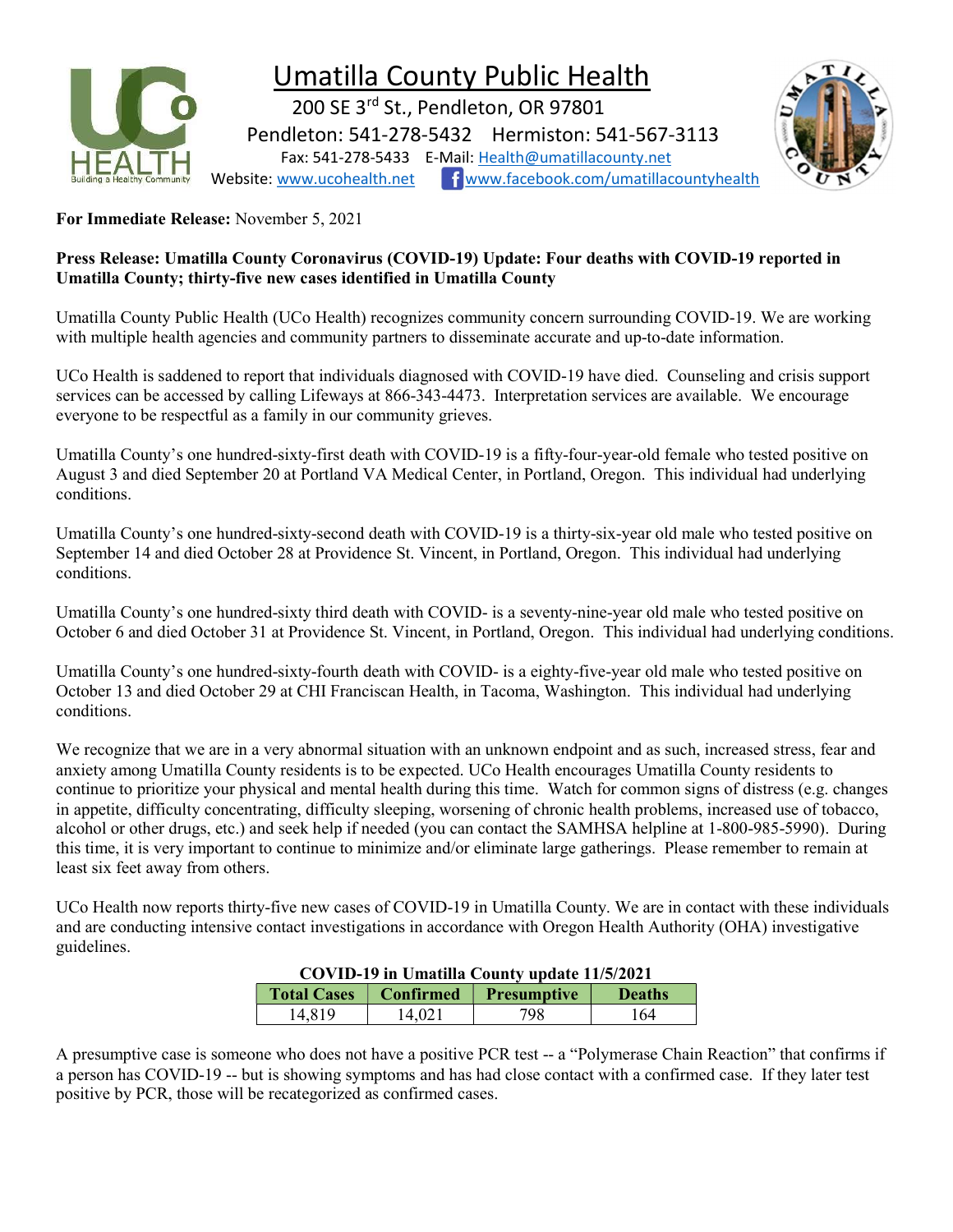# Umatilla County Public Health

200 SE 3rd St., Pendleton, OR 97801

Pendleton: 541-278-5432 Hermiston: 541-567-3113

Fax: 541-278-5433 E-Mail: Health@umatillacounty.net

Website: www.ucohealth.net www.facebook.com/umatillacountyhealth

**For Immediate Release:** November 5, 2021

**Press Release: Umatilla County Coronavirus (COVID-19) Update: Four deaths with COVID-19 reported in Umatilla County; thirty-five new cases identified in Umatilla County**

Umatilla County Public Health (UCo Health) recognizes community concern surrounding COVID-19. We are working with multiple health agencies and community partners to disseminate accurate and up-to-date information.

UCo Health is saddened to report that individuals diagnosed with COVID-19 have died. Counseling and crisis support services can be accessed by calling Lifeways at 866-343-4473. Interpretation services are available. We encourage everyone to be respectful as a family in our community grieves.

Umatilla County's one hundred-sixty-first death with COVID-19 is a fifty-four-year-old female who tested positive on August 3 and died September 20 at Portland VA Medical Center, in Portland, Oregon. This individual had underlying conditions.

Umatilla County's one hundred-sixty-second death with COVID-19 is a thirty-six-year old male who tested positive on September 14 and died October 28 at Providence St. Vincent, in Portland, Oregon. This individual had underlying conditions.

Umatilla County's one hundred-sixty third death with COVID- is a seventy-nine-year old male who tested positive on October 6 and died October 31 at Providence St. Vincent, in Portland, Oregon. This individual had underlying conditions.

Umatilla County's one hundred-sixty-fourth death with COVID- is a eighty-five-year old male who tested positive on October 13 and died October 29 at CHI Franciscan Health, in Tacoma, Washington. This individual had underlying conditions.

We recognize that we are in a very abnormal situation with an unknown endpoint and as such, increased stress, fear and anxiety among Umatilla County residents is to be expected. UCo Health encourages Umatilla County residents to continue to prioritize your physical and mental health during this time. Watch for common signs of distress (e.g. changes in appetite, difficulty concentrating, difficulty sleeping, worsening of chronic health problems, increased use of tobacco, alcohol or other drugs, etc.) and seek help if needed (you can contact the SAMHSA helpline at 1-800-985-5990). During this time, it is very important to continue to minimize and/or eliminate large gatherings. Please remember to remain at least six feet away from others.

UCo Health now reports thirty-five new cases of COVID-19 in Umatilla County. We are in contact with these individuals and are conducting intensive contact investigations in accordance with Oregon Health Authority (OHA) investigative guidelines.

**COVID-19 in Umatilla County update 11/5/2021**

| Total Cases | Confirmed | Presumptive | Deaths |
|---|---|---|---|
| 14,819 | 14,021 | 798 | 164 |

A presumptive case is someone who does not have a positive PCR test -- a "Polymerase Chain Reaction" that confirms if a person has COVID-19 -- but is showing symptoms and has had close contact with a confirmed case. If they later test positive by PCR, those will be recategorized as confirmed cases.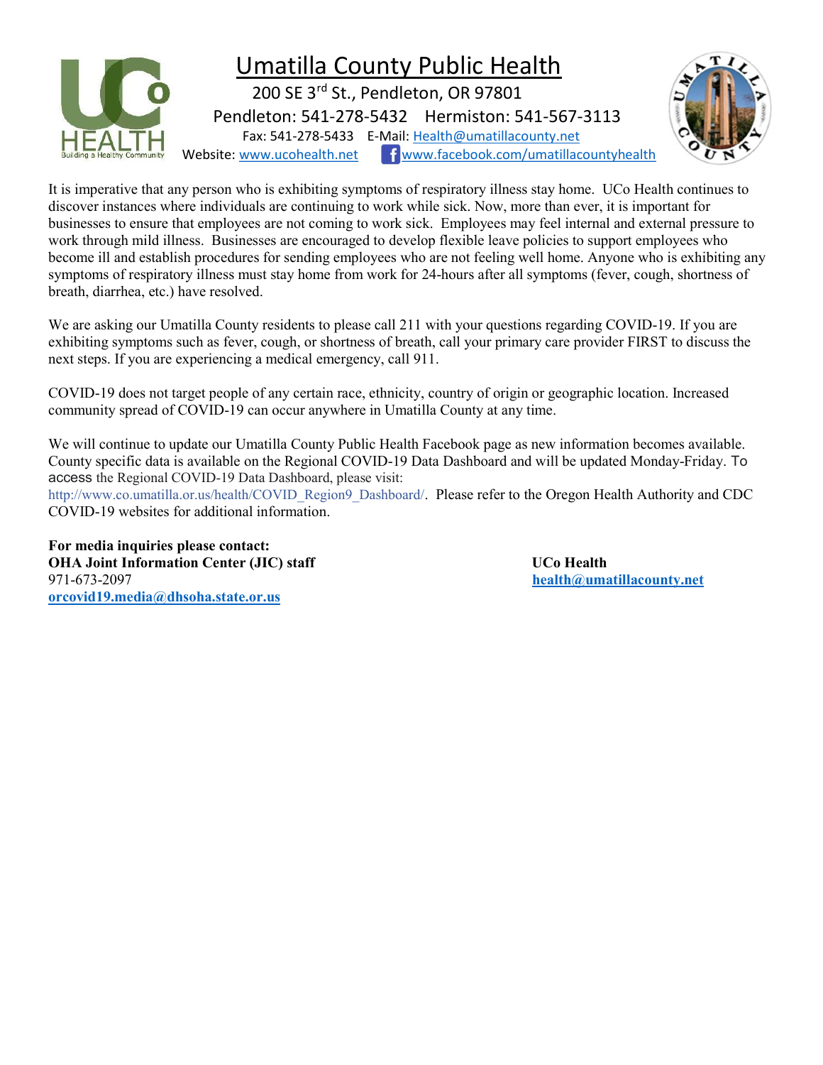# Umatilla County Public Health

200 SE 3rd St., Pendleton, OR 97801

Pendleton: 541-278-5432 Hermiston: 541-567-3113

Fax: 541-278-5433 E-Mail: Health@umatillacounty.net

Website: www.ucohealth.net www.facebook.com/umatillacountyhealth

It is imperative that any person who is exhibiting symptoms of respiratory illness stay home. UCo Health continues to discover instances where individuals are continuing to work while sick. Now, more than ever, it is important for businesses to ensure that employees are not coming to work sick. Employees may feel internal and external pressure to work through mild illness. Businesses are encouraged to develop flexible leave policies to support employees who become ill and establish procedures for sending employees who are not feeling well home. Anyone who is exhibiting any symptoms of respiratory illness must stay home from work for 24-hours after all symptoms (fever, cough, shortness of breath, diarrhea, etc.) have resolved.

We are asking our Umatilla County residents to please call 211 with your questions regarding COVID-19. If you are exhibiting symptoms such as fever, cough, or shortness of breath, call your primary care provider FIRST to discuss the next steps. If you are experiencing a medical emergency, call 911.

COVID-19 does not target people of any certain race, ethnicity, country of origin or geographic location. Increased community spread of COVID-19 can occur anywhere in Umatilla County at any time.

We will continue to update our Umatilla County Public Health Facebook page as new information becomes available. County specific data is available on the Regional COVID-19 Data Dashboard and will be updated Monday-Friday. To access the Regional COVID-19 Data Dashboard, please visit: http://www.co.umatilla.or.us/health/COVID_Region9_Dashboard/. Please refer to the Oregon Health Authority and CDC COVID-19 websites for additional information.

**For media inquiries please contact:**

**OHA Joint Information Center (JIC) staff**
971-673-2097
**orcovid19.media@dhsoha.state.or.us**

**UCo Health**
**health@umatillacounty.net**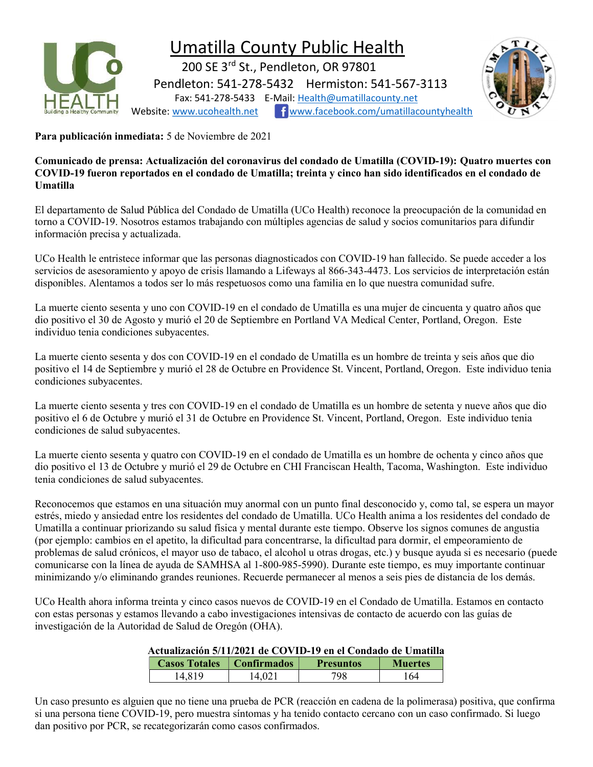# Umatilla County Public Health

200 SE 3rd St., Pendleton, OR 97801

Pendleton: 541-278-5432 Hermiston: 541-567-3113

Fax: 541-278-5433 E-Mail: Health@umatillacounty.net

Website: www.ucohealth.net www.facebook.com/umatillacountyhealth

**Para publicación inmediata:** 5 de Noviembre de 2021

**Comunicado de prensa: Actualización del coronavirus del condado de Umatilla (COVID-19): Quatro muertes con COVID-19 fueron reportados en el condado de Umatilla; treinta y cinco han sido identificados en el condado de Umatilla**

El departamento de Salud Pública del Condado de Umatilla (UCo Health) reconoce la preocupación de la comunidad en torno a COVID-19. Nosotros estamos trabajando con múltiples agencias de salud y socios comunitarios para difundir información precisa y actualizada.

UCo Health le entristece informar que las personas diagnosticados con COVID-19 han fallecido. Se puede acceder a los servicios de asesoramiento y apoyo de crisis llamando a Lifeways al 866-343-4473. Los servicios de interpretación están disponibles. Alentamos a todos ser lo más respetuosos como una familia en lo que nuestra comunidad sufre.

La muerte ciento sesenta y uno con COVID-19 en el condado de Umatilla es una mujer de cincuenta y quatro años que dio positivo el 30 de Agosto y murió el 20 de Septiembre en Portland VA Medical Center, Portland, Oregon. Este individuo tenia condiciones subyacentes.

La muerte ciento sesenta y dos con COVID-19 en el condado de Umatilla es un hombre de treinta y seis años que dio positivo el 14 de Septiembre y murió el 28 de Octubre en Providence St. Vincent, Portland, Oregon. Este individuo tenia condiciones subyacentes.

La muerte ciento sesenta y tres con COVID-19 en el condado de Umatilla es un hombre de setenta y nueve años que dio positivo el 6 de Octubre y murió el 31 de Octubre en Providence St. Vincent, Portland, Oregon. Este individuo tenia condiciones de salud subyacentes.

La muerte ciento sesenta y quatro con COVID-19 en el condado de Umatilla es un hombre de ochenta y cinco años que dio positivo el 13 de Octubre y murió el 29 de Octubre en CHI Franciscan Health, Tacoma, Washington. Este individuo tenia condiciones de salud subyacentes.

Reconocemos que estamos en una situación muy anormal con un punto final desconocido y, como tal, se espera un mayor estrés, miedo y ansiedad entre los residentes del condado de Umatilla. UCo Health anima a los residentes del condado de Umatilla a continuar priorizando su salud física y mental durante este tiempo. Observe los signos comunes de angustia (por ejemplo: cambios en el apetito, la dificultad para concentrarse, la dificultad para dormir, el empeoramiento de problemas de salud crónicos, el mayor uso de tabaco, el alcohol u otras drogas, etc.) y busque ayuda si es necesario (puede comunicarse con la línea de ayuda de SAMHSA al 1-800-985-5990). Durante este tiempo, es muy importante continuar minimizando y/o eliminando grandes reuniones. Recuerde permanecer al menos a seis pies de distancia de los demás.

UCo Health ahora informa treinta y cinco casos nuevos de COVID-19 en el Condado de Umatilla. Estamos en contacto con estas personas y estamos llevando a cabo investigaciones intensivas de contacto de acuerdo con las guías de investigación de la Autoridad de Salud de Oregón (OHA).

**Actualización 5/11/2021 de COVID-19 en el Condado de Umatilla**

| Casos Totales | Confirmados | Presuntos | Muertes |
|---|---|---|---|
| 14,819 | 14,021 | 798 | 164 |

Un caso presunto es alguien que no tiene una prueba de PCR (reacción en cadena de la polimerasa) positiva, que confirma si una persona tiene COVID-19, pero muestra síntomas y ha tenido contacto cercano con un caso confirmado. Si luego dan positivo por PCR, se recategorizarán como casos confirmados.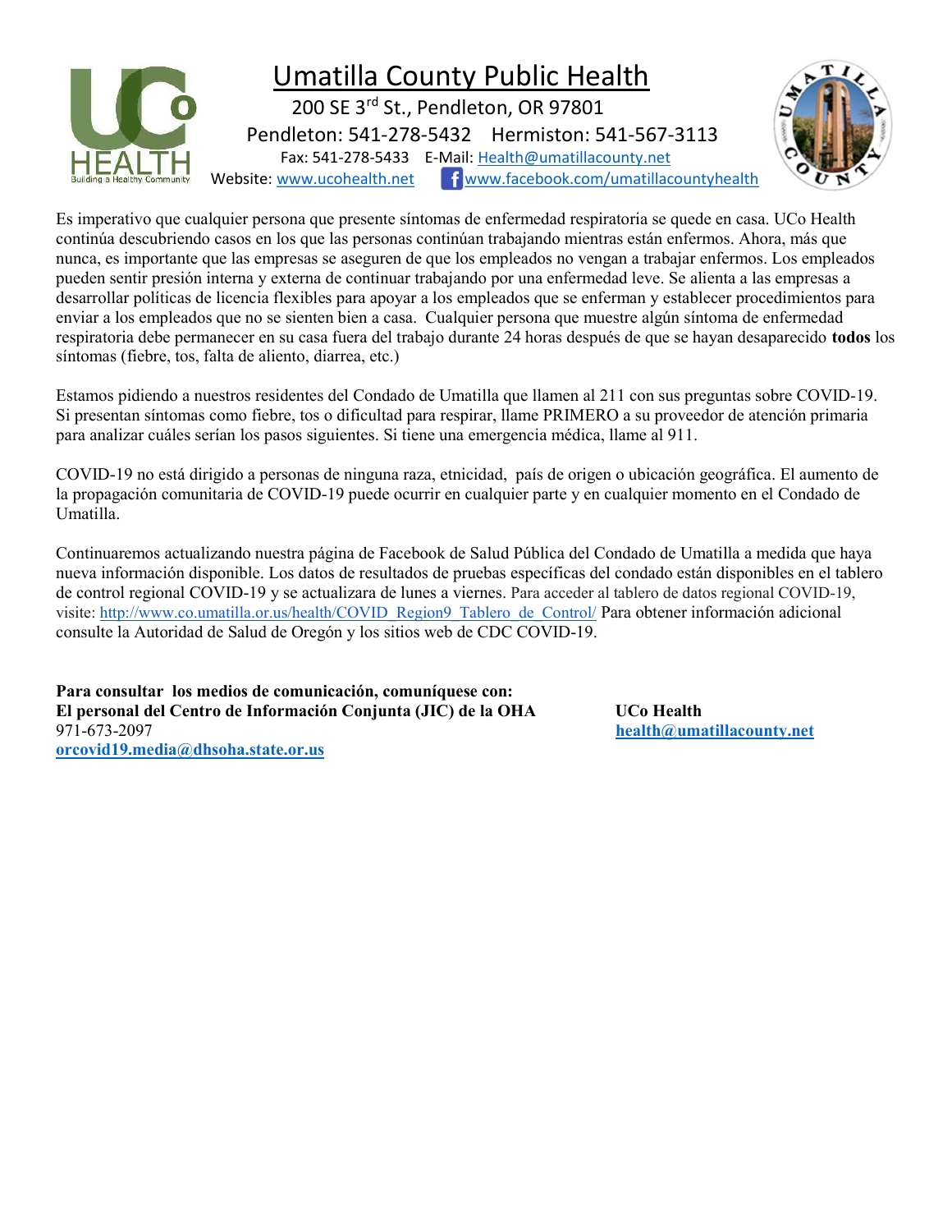# Umatilla County Public Health

200 SE 3rd St., Pendleton, OR 97801

Pendleton: 541-278-5432 Hermiston: 541-567-3113

Fax: 541-278-5433 E-Mail: Health@umatillacounty.net

Website: www.ucohealth.net www.facebook.com/umatillacountyhealth

Es imperativo que cualquier persona que presente síntomas de enfermedad respiratoria se quede en casa. UCo Health continúa descubriendo casos en los que las personas continúan trabajando mientras están enfermos. Ahora, más que nunca, es importante que las empresas se aseguren de que los empleados no vengan a trabajar enfermos. Los empleados pueden sentir presión interna y externa de continuar trabajando por una enfermedad leve. Se alienta a las empresas a desarrollar políticas de licencia flexibles para apoyar a los empleados que se enferman y establecer procedimientos para enviar a los empleados que no se sienten bien a casa. Cualquier persona que muestre algún síntoma de enfermedad respiratoria debe permanecer en su casa fuera del trabajo durante 24 horas después de que se hayan desaparecido **todos** los síntomas (fiebre, tos, falta de aliento, diarrea, etc.)

Estamos pidiendo a nuestros residentes del Condado de Umatilla que llamen al 211 con sus preguntas sobre COVID-19. Si presentan síntomas como fiebre, tos o dificultad para respirar, llame PRIMERO a su proveedor de atención primaria para analizar cuáles serían los pasos siguientes. Si tiene una emergencia médica, llame al 911.

COVID-19 no está dirigido a personas de ninguna raza, etnicidad, país de origen o ubicación geográfica. El aumento de la propagación comunitaria de COVID-19 puede ocurrir en cualquier parte y en cualquier momento en el Condado de Umatilla.

Continuaremos actualizando nuestra página de Facebook de Salud Pública del Condado de Umatilla a medida que haya nueva información disponible. Los datos de resultados de pruebas específicas del condado están disponibles en el tablero de control regional COVID-19 y se actualizara de lunes a viernes. Para acceder al tablero de datos regional COVID-19, visite: http://www.co.umatilla.or.us/health/COVID_Region9_Tablero_de_Control/ Para obtener información adicional consulte la Autoridad de Salud de Oregón y los sitios web de CDC COVID-19.

**Para consultar los medios de comunicación, comuníquese con:**
**El personal del Centro de Información Conjunta (JIC) de la OHA**
971-673-2097
**orcovid19.media@dhsoha.state.or.us**

**UCo Health**
**health@umatillacounty.net**